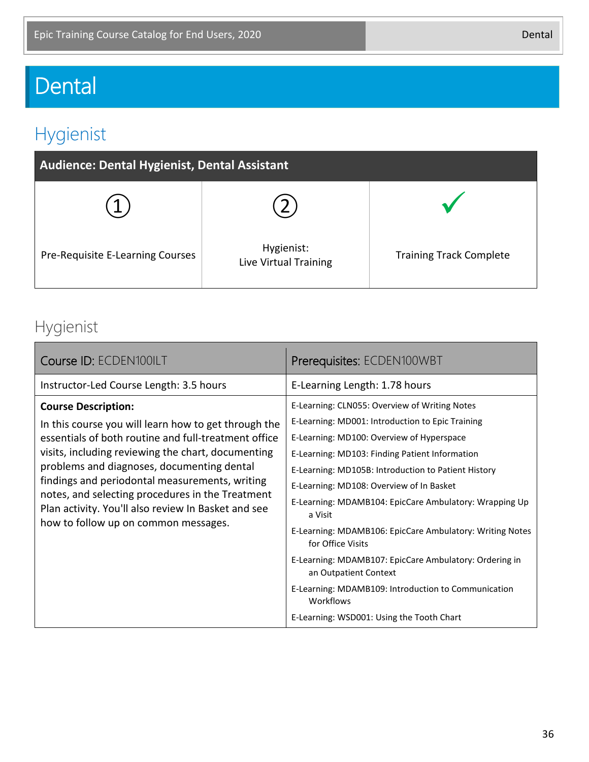# Dental

## Hygienist

| Audience: Dental Hygienist, Dental Assistant | | |
|---|---|---|
| ① Pre-Requisite E-Learning Courses | ② Hygienist: Live Virtual Training | ✓ Training Track Complete |

### Hygienist

| Course ID: ECDEN100ILT | Prerequisites: ECDEN100WBT |
|---|---|
| Instructor-Led Course Length: 3.5 hours | E-Learning Length: 1.78 hours |
| **Course Description:** In this course you will learn how to get through the essentials of both routine and full-treatment office visits, including reviewing the chart, documenting problems and diagnoses, documenting dental findings and periodontal measurements, writing notes, and selecting procedures in the Treatment Plan activity. You'll also review In Basket and see how to follow up on common messages. | E-Learning: CLN055: Overview of Writing Notes<br>E-Learning: MD001: Introduction to Epic Training<br>E-Learning: MD100: Overview of Hyperspace<br>E-Learning: MD103: Finding Patient Information<br>E-Learning: MD105B: Introduction to Patient History<br>E-Learning: MD108: Overview of In Basket<br>E-Learning: MDAMB104: EpicCare Ambulatory: Wrapping Up a Visit<br>E-Learning: MDAMB106: EpicCare Ambulatory: Writing Notes for Office Visits<br>E-Learning: MDAMB107: EpicCare Ambulatory: Ordering in an Outpatient Context<br>E-Learning: MDAMB109: Introduction to Communication Workflows<br>E-Learning: WSD001: Using the Tooth Chart |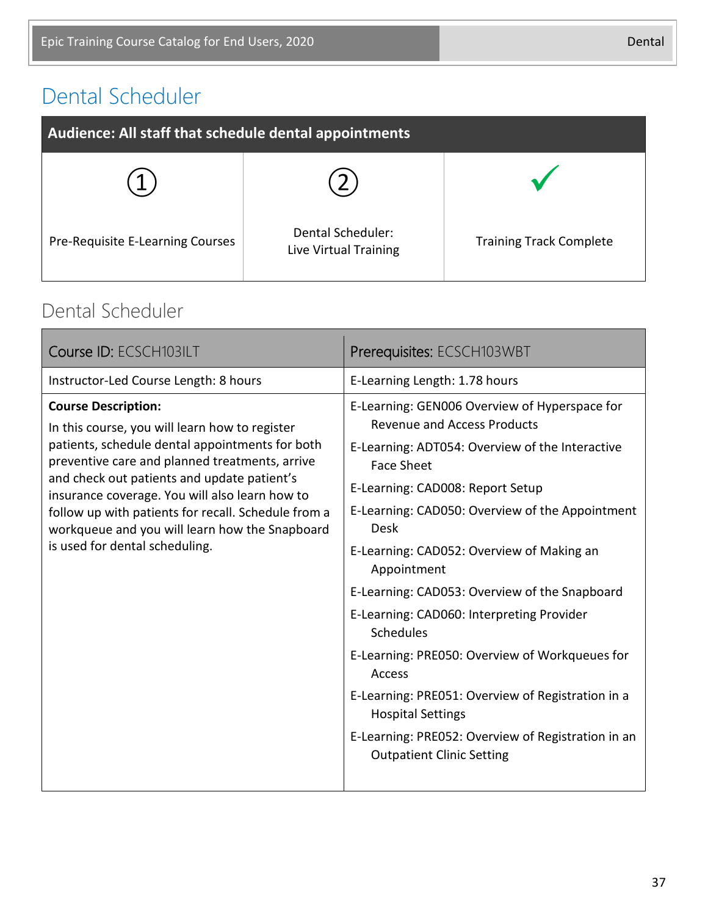# Dental Scheduler

| Audience: All staff that schedule dental appointments | | |
|---|---|---|
| ① | ② | ✓ |
| Pre-Requisite E-Learning Courses | Dental Scheduler: Live Virtual Training | Training Track Complete |

## Dental Scheduler

| Course ID: ECSCH103ILT | Prerequisites: ECSCH103WBT |
|---|---|
| Instructor-Led Course Length: 8 hours | E-Learning Length: 1.78 hours |
| **Course Description:** In this course, you will learn how to register patients, schedule dental appointments for both preventive care and planned treatments, arrive and check out patients and update patient's insurance coverage. You will also learn how to follow up with patients for recall. Schedule from a workqueue and you will learn how the Snapboard is used for dental scheduling. | E-Learning: GEN006 Overview of Hyperspace for Revenue and Access Products<br>E-Learning: ADT054: Overview of the Interactive Face Sheet<br>E-Learning: CAD008: Report Setup<br>E-Learning: CAD050: Overview of the Appointment Desk<br>E-Learning: CAD052: Overview of Making an Appointment<br>E-Learning: CAD053: Overview of the Snapboard<br>E-Learning: CAD060: Interpreting Provider Schedules<br>E-Learning: PRE050: Overview of Workqueues for Access<br>E-Learning: PRE051: Overview of Registration in a Hospital Settings<br>E-Learning: PRE052: Overview of Registration in an Outpatient Clinic Setting |